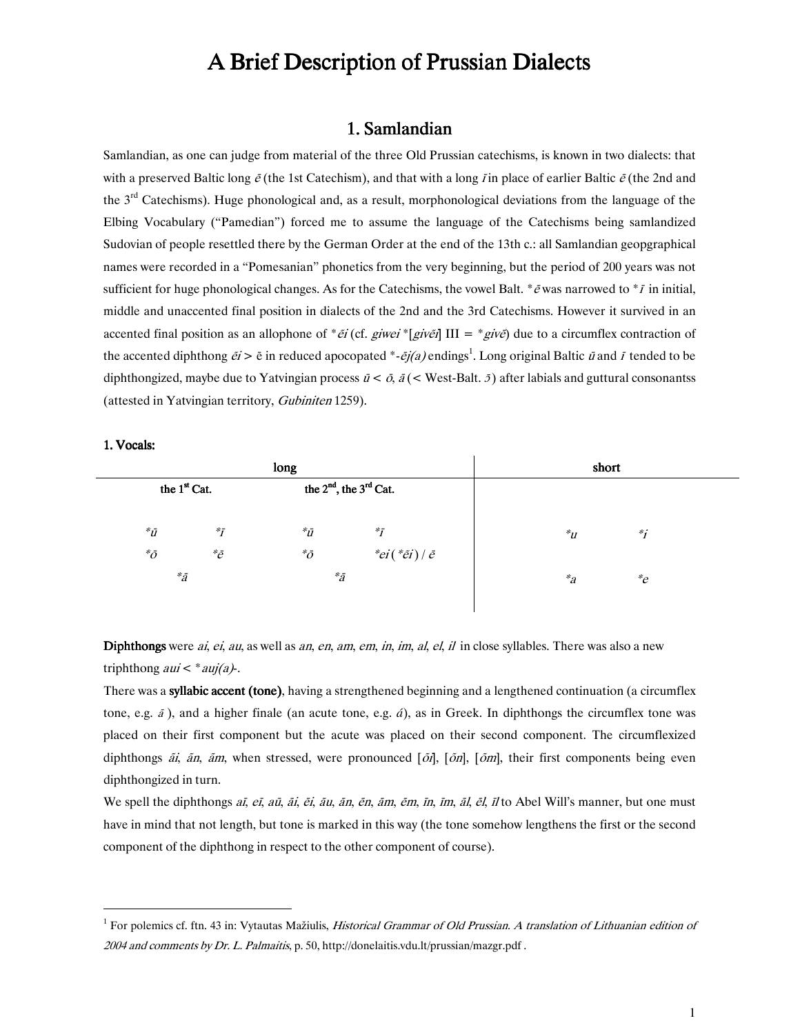# A Brief Description of Prussian Dialects

## 1. Samlandian

Samlandian, as one can judge from material of the three Old Prussian catechisms, is known in two dialects: that with a preserved Baltic long *ē* (the 1st Catechism), and that with a long *ī* in place of earlier Baltic *ē* (the 2nd and the 3rd Catechisms). Huge phonological and, as a result, morphonological deviations from the language of the Elbing Vocabulary ("Pamedian") forced me to assume the language of the Catechisms being samlandized Sudovian of people resettled there by the German Order at the end of the 13th c.: all Samlandian geopgraphical names were recorded in a "Pomesanian" phonetics from the very beginning, but the period of 200 years was not sufficient for huge phonological changes. As for the Catechisms, the vowel Balt. \**ē* was narrowed to \**ī* in initial, middle and unaccented final position in dialects of the 2nd and the 3rd Catechisms. However it survived in an accented final position as an allophone of \**ēi* (cf. *giwei* \*[*givēi*] III = \**givē*) due to a circumflex contraction of the accented diphthong *ēi* > ē in reduced apocopated \*-*ēj(a)* endings[1]. Long original Baltic *ū* and *ī* tended to be diphthongized, maybe due to Yatvingian process *ū* < *ō*, *ā* (< West-Balt. *ɔ̄*) after labials and guttural consonantss (attested in Yatvingian territory, *Gubiniten* 1259).

### 1. Vocals:

| long | | | | short | |
|---|---|---|---|---|---|
| the 1st Cat. | | the 2nd, the 3rd Cat. | | | |
| \**ū* | \**ī* | \**ū* | \**ī* | \**u* | \**i* |
| \**ō* | \**ē* | \**ō* | \**ei* ( \**ēi* ) / *ē* | | |
| \**ā* | | \**ā* | | \**a* | \**e* |

**Diphthongs** were *ai*, *ei*, *au*, as well as *an*, *en*, *am*, *em*, *in*, *im*, *al*, *el*, *il* in close syllables. There was also a new triphthong *aui* < \**auj(a)*-.

There was a **syllabic accent (tone)**, having a strengthened beginning and a lengthened continuation (a circumflex tone, e.g. *ā* ), and a higher finale (an acute tone, e.g. *á*), as in Greek. In diphthongs the circumflex tone was placed on their first component but the acute was placed on their second component. The circumflexized diphthongs *āi*, *ān*, *ām*, when stressed, were pronounced [*ōi*], [*ōn*], [*ōm*], their first components being even diphthongized in turn.

We spell the diphthongs *aī*, *eī*, *aū*, *āi*, *ēi*, *āu*, *ān*, *ēn*, *ām*, *ēm*, *īn*, *īm*, *āl*, *ēl*, *īl* to Abel Will's manner, but one must have in mind that not length, but tone is marked in this way (the tone somehow lengthens the first or the second component of the diphthong in respect to the other component of course).

---

[1] For polemics cf. ftn. 43 in: Vytautas Mažiulis, *Historical Grammar of Old Prussian. A translation of Lithuanian edition of 2004 and comments by Dr. L. Palmaitis*, p. 50, http://donelaitis.vdu.lt/prussian/mazgr.pdf .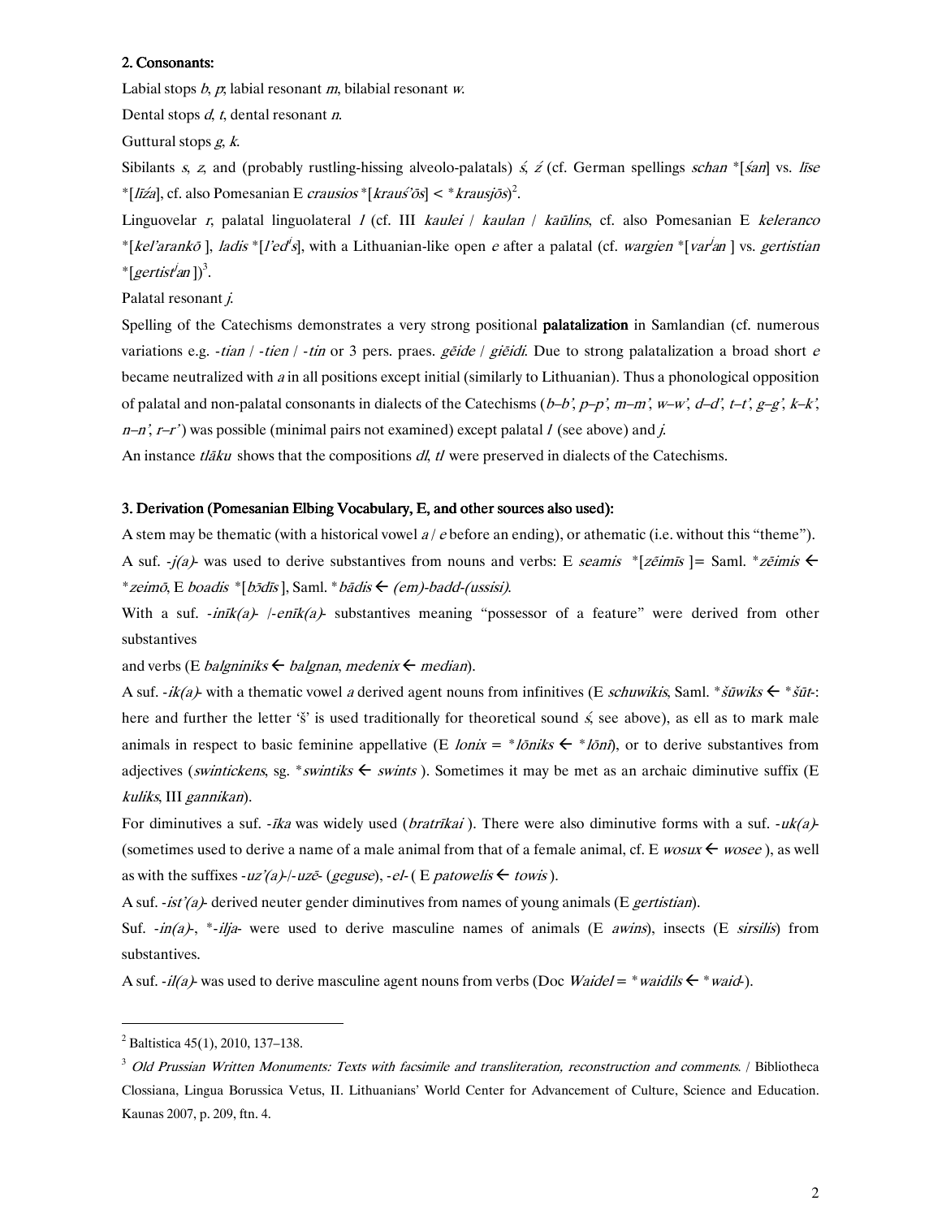**2. Consonants:**

Labial stops *b*, *p*; labial resonant *m*, bilabial resonant *w*.

Dental stops *d*, *t*, dental resonant *n*.

Guttural stops *g*, *k*.

Sibilants *s*, *z*, and (probably rustling-hissing alveolo-palatals) *ś*, *ź* (cf. German spellings *schan* *[*śan*] vs. *līse* *[*līźa*], cf. also Pomesanian E *crausios* *[*krauś'ōs*] < **krausjōs*)[2].

Linguovelar *r*, palatal linguolateral *l* (cf. III *kaulei* / *kaulan* / *kaūlins*, cf. also Pomesanian E *keleranco* *[*kel'arankō* ], *ladis* *[*l'ed'ʲs*], with a Lithuanian-like open *e* after a palatal (cf. *wargien* *[*var'ʲan* ] vs. *gertistian* *[*gertist'ʲan* ])[3].

Palatal resonant *j*.

Spelling of the Catechisms demonstrates a very strong positional **palatalization** in Samlandian (cf. numerous variations e.g. *-tian* / *-tien* / *-tin* or 3 pers. praes. *gēide* / *giēidi*. Due to strong palatalization a broad short *e* became neutralized with *a* in all positions except initial (similarly to Lithuanian). Thus a phonological opposition of palatal and non-palatal consonants in dialects of the Catechisms (*b–b'*, *p–p'*, *m–m'*, *w–w'*, *d–d'*, *t–t'*, *g–g'*, *k–k'*, *n–n'*, *r–r'*) was possible (minimal pairs not examined) except palatal *l* (see above) and *j*.

An instance *tlāku* shows that the compositions *dl*, *tl* were preserved in dialects of the Catechisms.

**3. Derivation (Pomesanian Elbing Vocabulary, E, and other sources also used):**

A stem may be thematic (with a historical vowel *a* / *e* before an ending), or athematic (i.e. without this "theme").

A suf. *-j(a)-* was used to derive substantives from nouns and verbs: E *seamis* *[*zēimīs* ]= Saml. **zēimis* ← **zeimō*, E *boadis* *[*bōdīs* ], Saml. **bādis* ← *(em)-badd-(ussisi)*.

With a suf. *-inīk(a)-* /*-enīk(a)-* substantives meaning "possessor of a feature" were derived from other substantives

and verbs (E *balgniniks* ← *balgnan*, *medenix* ← *median*).

A suf. *-ik(a)-* with a thematic vowel *a* derived agent nouns from infinitives (E *schuwikis*, Saml. **šūwiks* ← **šūt-*: here and further the letter 'š' is used traditionally for theoretical sound *ś*, see above), as ell as to mark male animals in respect to basic feminine appellative (E *lonix* = **lōniks* ← **lōnī*), or to derive substantives from adjectives (*swintickens*, sg. **swintiks* ← *swints* ). Sometimes it may be met as an archaic diminutive suffix (E *kuliks*, III *gannikan*).

For diminutives a suf. *-īka* was widely used (*bratrīkai* ). There were also diminutive forms with a suf. *-uk(a)-* (sometimes used to derive a name of a male animal from that of a female animal, cf. E *wosux* ← *wosee* ), as well as with the suffixes *-uz'(a)-*/*-uzē-* (*geguse*), *-el-* ( E *patowelis* ← *towis* ).

A suf. *-ist'(a)-* derived neuter gender diminutives from names of young animals (E *gertistian*).

Suf. *-in(a)-*, **-ilja-* were used to derive masculine names of animals (E *awins*), insects (E *sirsilis*) from substantives.

A suf. *-il(a)-* was used to derive masculine agent nouns from verbs (Doc *Waidel* = **waidils* ← **waid-*).

---

[2] Baltistica 45(1), 2010, 137–138.

[3] *Old Prussian Written Monuments: Texts with facsimile and transliteration, reconstruction and comments.* / Bibliotheca Clossiana, Lingua Borussica Vetus, II. Lithuanians' World Center for Advancement of Culture, Science and Education. Kaunas 2007, p. 209, ftn. 4.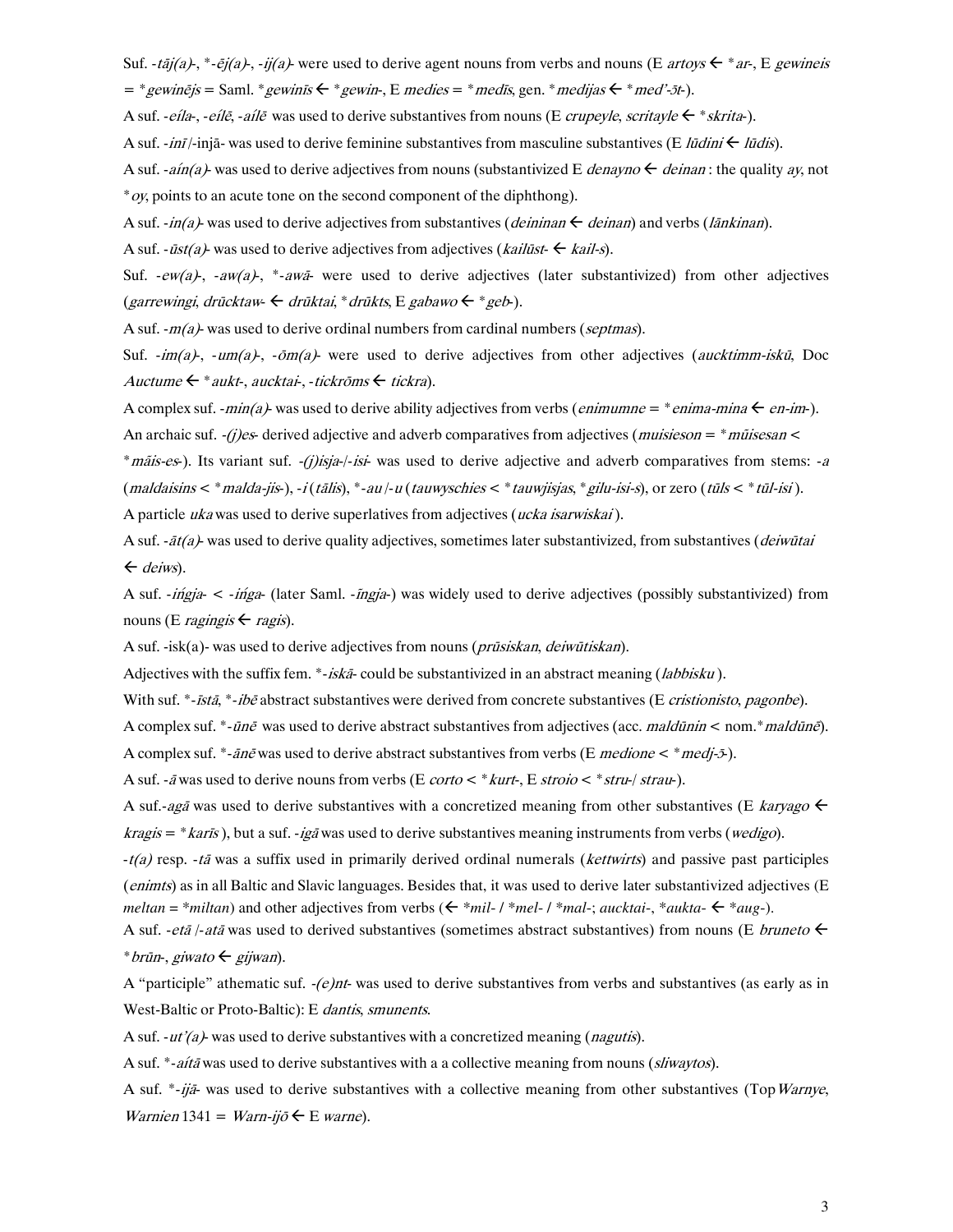Suf. *-tāj(a)-*, *\*-ēj(a)-*, *-ij(a)-* were used to derive agent nouns from verbs and nouns (E *artoys* ← *\*ar-*, E *gewineis* = *\*gewinējs* = Saml. *\*gewinīs* ← *\*gewin-*, E *medies* = *\*medīs*, gen. *\*medijas* ← *\*med'-ōt-*).

A suf. *-eíla-*, *-eílē*, *-aílē* was used to derive substantives from nouns (E *crupeyle*, *scritayle* ← *\*skrita-*).

A suf. *-inī*/-injā- was used to derive feminine substantives from masculine substantives (E *lūdini* ← *lūdis*).

A suf. *-aín(a)-* was used to derive adjectives from nouns (substantivized E *denayno* ← *deinan* : the quality *ay*, not *\*oy*, points to an acute tone on the second component of the diphthong).

A suf. *-in(a)-* was used to derive adjectives from substantives (*deininan* ← *deinan*) and verbs (*lānkinan*).

A suf. *-ūst(a)-* was used to derive adjectives from adjectives (*kailūst-* ← *kail-s*).

Suf. *-ew(a)-*, *-aw(a)-*, *\*-awā-* were used to derive adjectives (later substantivized) from other adjectives (*garrewingi*, *drūcktaw-* ← *drūktai*, *\*drūkts*, E *gabawo* ← *\*geb-*).

A suf. *-m(a)-* was used to derive ordinal numbers from cardinal numbers (*septmas*).

Suf. *-im(a)-*, *-um(a)-*, *-ōm(a)-* were used to derive adjectives from other adjectives (*aucktimm-iskū*, Doc *Auctume* ← *\*aukt-*, *aucktai-*, *-tickrōms* ← *tickra*).

A complex suf. *-min(a)-* was used to derive ability adjectives from verbs (*enimumne* = *\*enima-mina* ← *en-im-*).

An archaic suf. *-(j)es-* derived adjective and adverb comparatives from adjectives (*muisieson* = *\*mūisesan* < *\*māis-es-*). Its variant suf. *-(j)isja-*/*-isi-* was used to derive adjective and adverb comparatives from stems: *-a* (*maldaisins* < *\*malda-jis-*), *-i* (*tālis*), *\*-au* /*-u* (*tauwyschies* < *\*tauwjisjas*, *\*gilu-isi-s*), or zero (*tūls* < *\*tūl-isi* ).

A particle *uka* was used to derive superlatives from adjectives (*ucka isarwiskai* ).

A suf. *-āt(a)-* was used to derive quality adjectives, sometimes later substantivized, from substantives (*deiwūtai* ← *deiws*).

A suf. *-íńgja-* < *-íńga-* (later Saml. *-īngja-*) was widely used to derive adjectives (possibly substantivized) from nouns (E *ragingis* ← *ragis*).

A suf. -isk(a)- was used to derive adjectives from nouns (*prūsiskan*, *deiwūtiskan*).

Adjectives with the suffix fem. *\*-iskā-* could be substantivized in an abstract meaning (*labbisku* ).

With suf. *\*-īstā*, *\*-ibē* abstract substantives were derived from concrete substantives (E *cristionisto*, *pagonbe*).

A complex suf. *\*-ūnē* was used to derive abstract substantives from adjectives (acc. *maldūnin* < nom.*\*maldūnē*).

A complex suf. *\*-ānē* was used to derive abstract substantives from verbs (E *medione* < *\*medj-ō-*).

A suf. *-ā* was used to derive nouns from verbs (E *corto* < *\*kurt-*, E *stroio* < *\*stru-*/ *strau-*).

A suf.*-agā* was used to derive substantives with a concretized meaning from other substantives (E *karyago* ← *kragis* = *\*karīs* ), but a suf. *-igā* was used to derive substantives meaning instruments from verbs (*wedigo*).

*-t(a)* resp. *-tā* was a suffix used in primarily derived ordinal numerals (*kettwirts*) and passive past participles (*enimts*) as in all Baltic and Slavic languages. Besides that, it was used to derive later substantivized adjectives (E *meltan* = *\*miltan*) and other adjectives from verbs (← *\*mil-* / *\*mel-* / *\*mal-*; *aucktai-*, *\*aukta-* ← *\*aug-*).

A suf. *-etā* /*-atā* was used to derived substantives (sometimes abstract substantives) from nouns (E *bruneto* ← *\*brūn-*, *giwato* ← *gijwan*).

A "participle" athematic suf. *-(e)nt-* was used to derive substantives from verbs and substantives (as early as in West-Baltic or Proto-Baltic): E *dantis*, *smunents*.

A suf. *-ut'(a)-* was used to derive substantives with a concretized meaning (*nagutis*).

A suf. *\*-aítā* was used to derive substantives with a a collective meaning from nouns (*sliwaytos*).

A suf. *\*-ijā-* was used to derive substantives with a collective meaning from other substantives (Top *Warnye*, *Warnien* 1341 = *Warn-ijō* ← E *warne*).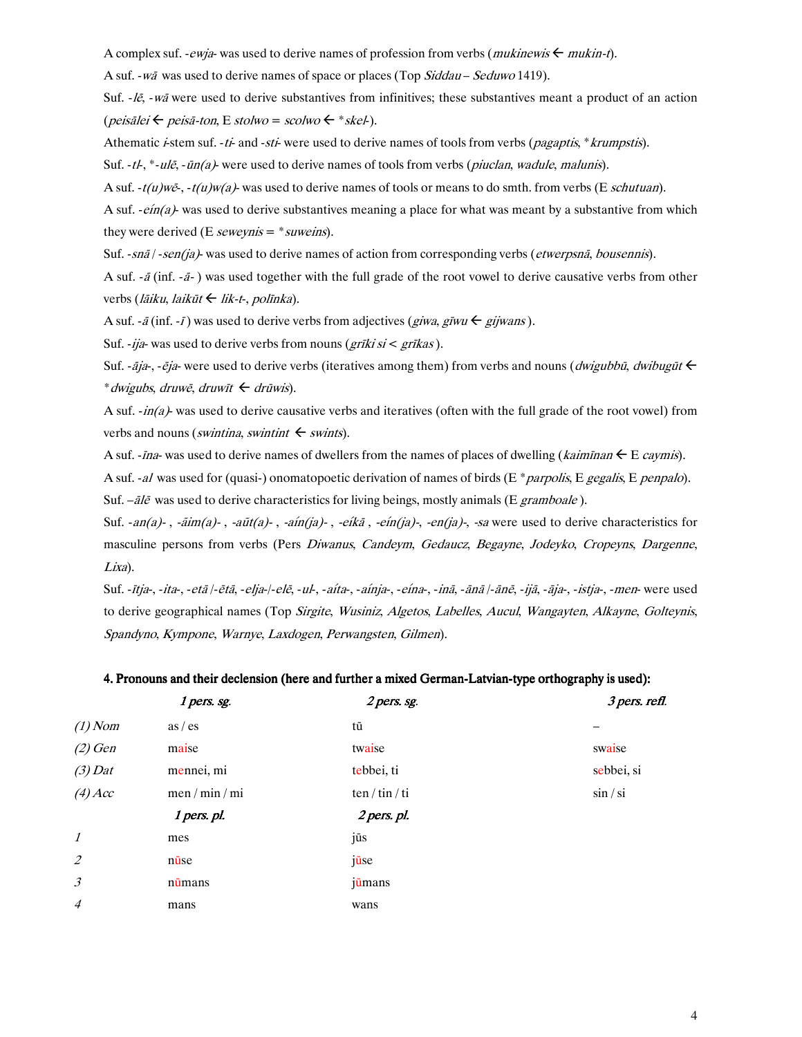A complex suf. *-ewja-* was used to derive names of profession from verbs (*mukinewis* ← *mukin-t*).

A suf. *-wā* was used to derive names of space or places (Top *Siddau* – *Seduwo* 1419).

Suf. *-lē*, *-wā* were used to derive substantives from infinitives; these substantives meant a product of an action (*peisālei* ← *peisā-ton*, E *stolwo* = *scolwo* ← **skel-*).

Athematic *i*-stem suf. *-ti-* and *-sti-* were used to derive names of tools from verbs (*pagaptis*, **krumpstis*).

Suf. *-tl-*, **-ulē*, *-ūn(a)-* were used to derive names of tools from verbs (*piuclan*, *wadule*, *malunis*).

A suf. *-t(u)wē-*, *-t(u)w(a)-* was used to derive names of tools or means to do smth. from verbs (E *schutuan*).

A suf. *-eín(a)-* was used to derive substantives meaning a place for what was meant by a substantive from which they were derived (E *seweynis* = **suweins*).

Suf. *-snā* / *-sen(ja)-* was used to derive names of action from corresponding verbs (*etwerpsnā*, *bousennis*).

A suf. *-ā* (inf. *-ā-* ) was used together with the full grade of the root vowel to derive causative verbs from other verbs (*lāiku*, *laikūt* ← *lik-t-*, *polīnka*).

A suf. *-ā* (inf. *-ī* ) was used to derive verbs from adjectives (*giwa*, *gīwu* ← *gijwans* ).

Suf. *-ija-* was used to derive verbs from nouns (*grīki si* < *grīkas* ).

Suf. *-āja-*, *-ēja-* were used to derive verbs (iteratives among them) from verbs and nouns (*dwigubbū*, *dwibugūt* ← **dwigubs*, *druwē*, *druwīt* ← *drūwis*).

A suf. *-in(a)-* was used to derive causative verbs and iteratives (often with the full grade of the root vowel) from verbs and nouns (*swintina*, *swintint* ← *swints*).

A suf. *-īna-* was used to derive names of dwellers from the names of places of dwelling (*kaimīnan* ← E *caymis*).

A suf. *-al* was used for (quasi-) onomatopoetic derivation of names of birds (E **parpolis*, E *gegalis*, E *penpalo*).

Suf. *–ālē* was used to derive characteristics for living beings, mostly animals (E *gramboale* ).

Suf. *-an(a)-* , *-āim(a)-* , *-aūt(a)-* , *-aín(ja)-* , *-eíkā* , *-eín(ja)-*, *-en(ja)-*, *-sa* were used to derive characteristics for masculine persons from verbs (Pers *Diwanus*, *Candeym*, *Gedaucz*, *Begayne*, *Jodeyko*, *Cropeyns*, *Dargenne*, *Lixa*).

Suf. *-ītja-*, *-ita-*, *-etā* /*-ētā*, *-elja-*/*-elē*, *-ul-*, *-aíta-*, *-aínja-*, *-eína-*, *-inā*, *-ānā* /*-ānē*, *-ijā*, *-āja-*, *-istja-*, *-men-* were used to derive geographical names (Top *Sirgite*, *Wusiniz*, *Algetos*, *Labelles*, *Aucul*, *Wangayten*, *Alkayne*, *Golteynis*, *Spandyno*, *Kympone*, *Warnye*, *Laxdogen*, *Perwangsten*, *Gilmen*).

#### 4. Pronouns and their declension (here and further a mixed German-Latvian-type orthography is used):

| | *1 pers. sg.* | *2 pers. sg.* | *3 pers. refl.* |
|---|---|---|---|
| *(1) Nom* | as / es | tū | – |
| *(2) Gen* | maise | twaise | swaise |
| *(3) Dat* | mennei, mi | tebbei, ti | sebbei, si |
| *(4) Acc* | men / min / mi | ten / tin / ti | sin / si |
| | *1 pers. pl.* | *2 pers. pl.* | |
| *1* | mes | jūs | |
| *2* | nūse | jūse | |
| *3* | nūmans | jūmans | |
| *4* | mans | wans | |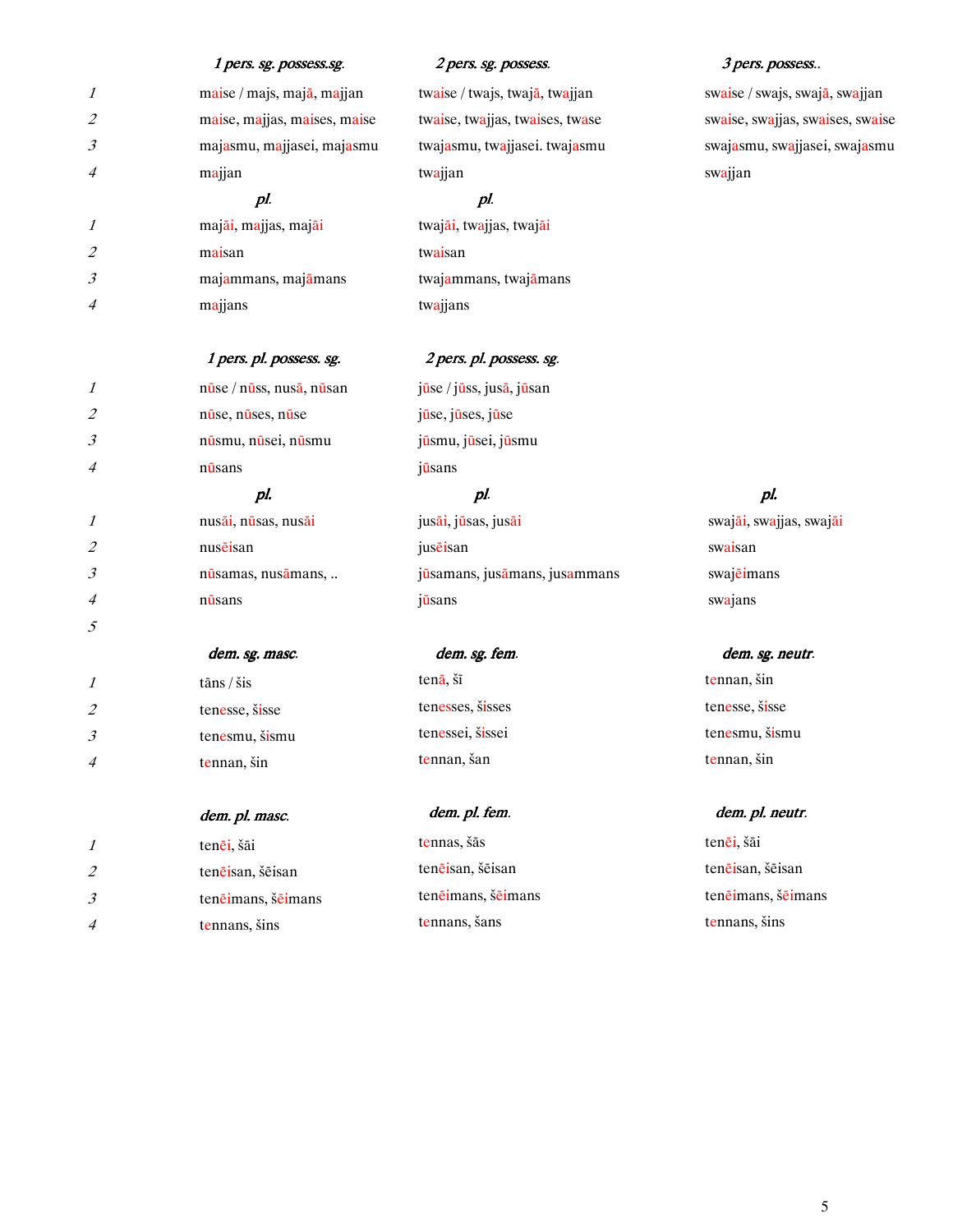| | *1 pers. sg. possess.sg.* | *2 pers. sg. possess.* | *3 pers. possess..* |
|---|---|---|---|
| *1* | maise / majs, majā, majjan | twaise / twajs, twajā, twajjan | swaise / swajs, swajā, swajjan |
| *2* | maise, majjas, maises, maise | twaise, twajjas, twaises, twase | swaise, swajjas, swaises, swaise |
| *3* | majasmu, majjasei, majasmu | twajasmu, twajjasei. twajasmu | swajasmu, swajjasei, swajasmu |
| *4* | majjan | twajjan | swajjan |
| | *pl.* | *pl.* | |
| *1* | majāi, majjas, majāi | twajāi, twajjas, twajāi | |
| *2* | maisan | twaisan | |
| *3* | majammans, majāmans | twajammans, twajāmans | |
| *4* | majjans | twajjans | |

| | *1 pers. pl. possess. sg.* | *2 pers. pl. possess. sg.* | |
|---|---|---|---|
| *1* | nūse / nūss, nusā, nūsan | jūse / jūss, jusā, jūsan | |
| *2* | nūse, nūses, nūse | jūse, jūses, jūse | |
| *3* | nūsmu, nūsei, nūsmu | jūsmu, jūsei, jūsmu | |
| *4* | nūsans | jūsans | |
| | *pl.* | *pl.* | *pl.* |
| *1* | nusāi, nūsas, nusāi | jusāi, jūsas, jusāi | swajāi, swajjas, swajāi |
| *2* | nusēisan | jusēisan | swaisan |
| *3* | nūsamas, nusāmans, .. | jūsamans, jusāmans, jusammans | swajēimans |
| *4* | nūsans | jūsans | swajans |
| *5* | | | |

| | *dem. sg. masc.* | *dem. sg. fem.* | *dem. sg. neutr.* |
|---|---|---|---|
| *1* | tāns / šis | tenā, šī | tennan, šin |
| *2* | tenesse, šisse | tenesses, šisses | tenesse, šisse |
| *3* | tenesmu, šismu | tenessei, šissei | tenesmu, šismu |
| *4* | tennan, šin | tennan, šan | tennan, šin |

| | *dem. pl. masc.* | *dem. pl. fem.* | *dem. pl. neutr.* |
|---|---|---|---|
| *1* | tenēi, šāi | tennas, šās | tenēi, šāi |
| *2* | tenēisan, šēisan | tenēisan, šēisan | tenēisan, šēisan |
| *3* | tenēimans, šēimans | tenēimans, šēimans | tenēimans, šēimans |
| *4* | tennans, šins | tennans, šans | tennans, šins |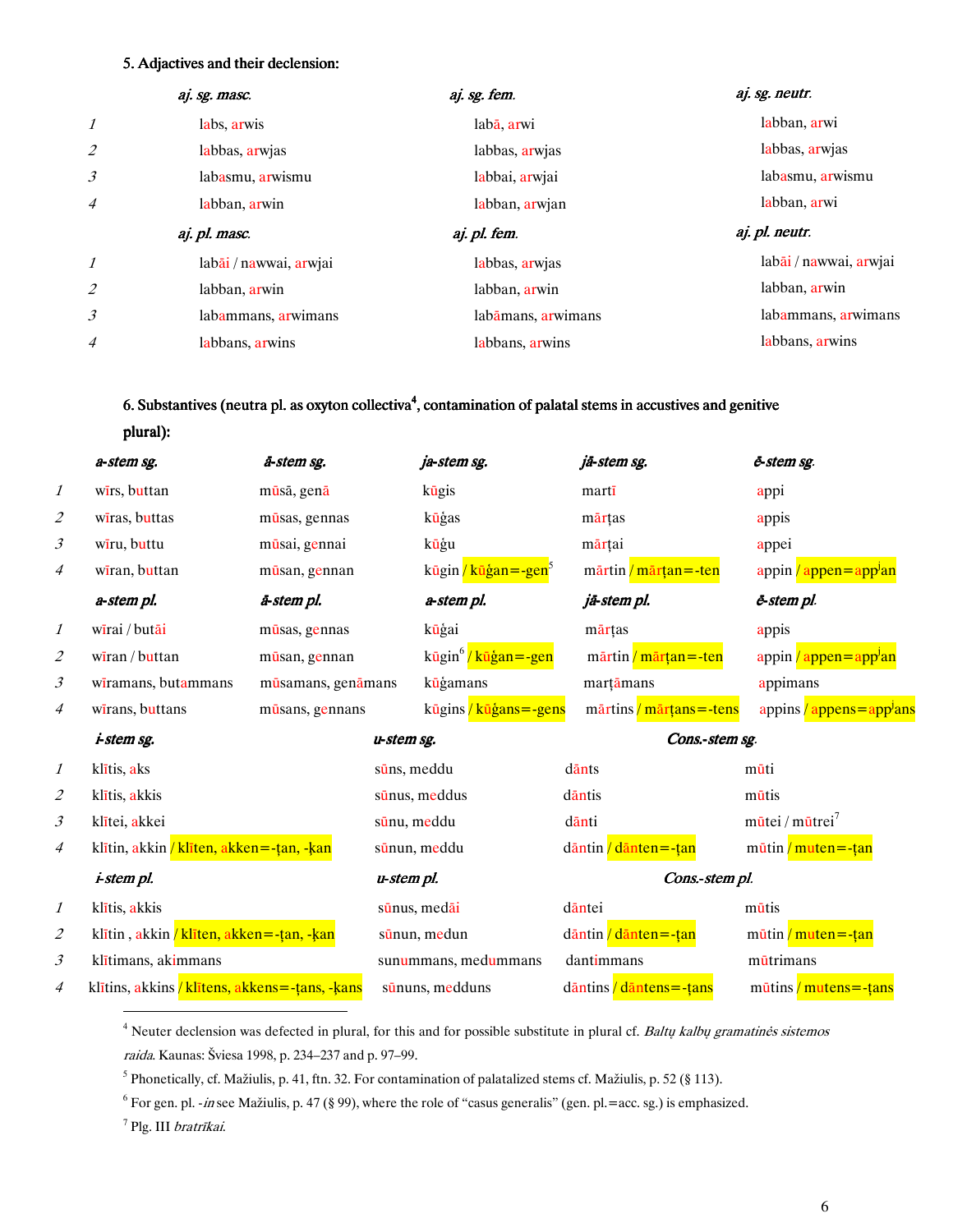### 5. Adjectives and their declension:

| | *aj. sg. masc.* | *aj. sg. fem.* | *aj. sg. neutr.* |
|---|---|---|---|
| *1* | labs, arwis | labā, arwi | labban, arwi |
| *2* | labbas, arwjas | labbas, arwjas | labbas, arwjas |
| *3* | labasmu, arwismu | labbai, arwjai | labasmu, arwismu |
| *4* | labban, arwin | labban, arwjan | labban, arwi |
| | *aj. pl. masc.* | *aj. pl. fem.* | *aj. pl. neutr.* |
| *1* | labāi / nawwai, arwjai | labbas, arwjas | labāi / nawwai, arwjai |
| *2* | labban, arwin | labban, arwin | labban, arwin |
| *3* | labammans, arwimans | labāmans, arwimans | labammans, arwimans |
| *4* | labbans, arwins | labbans, arwins | labbans, arwins |

### 6. Substantives (neutra pl. as oxyton collectiva[4], contamination of palatal stems in accustives and genitive plural):

| | *a-stem sg.* | *ā-stem sg.* | *ja-stem sg.* | *jā-stem sg.* | *ē-stem sg.* |
|---|---|---|---|---|---|
| *1* | wīrs, buttan | mūsā, genā | kūgis | martī | appi |
| *2* | wīras, buttas | mūsas, gennas | kūģas | mārţas | appis |
| *3* | wīru, buttu | mūsai, gennai | kūģu | mārţai | appei |
| *4* | wīran, buttan | mūsan, gennan | kūgin / kūģan=-gen[5] | mārtin / mārţan=-ten | appin / appen=app$^j$an |
| | *a-stem pl.* | *ā-stem pl.* | *a-stem pl.* | *jā-stem pl.* | *ē-stem pl.* |
| *1* | wīrai / butāi | mūsas, gennas | kūģai | mārţas | appis |
| *2* | wīran / buttan | mūsan, gennan | kūgin[6] / kūģan=-gen | mārtin / mārţan=-ten | appin / appen=app$^j$an |
| *3* | wīramans, butammans | mūsamans, genāmans | kūģamans | marţāmans | appimans |
| *4* | wīrans, buttans | mūsans, gennans | kūgins / kūģans=-gens | mārtins / mārţans=-tens | appins / appens=app$^j$ans |

| | *i-stem sg.* | *u-stem sg.* | *Cons.-stem sg.* | |
|---|---|---|---|---|
| *1* | klītis, aks | sūns, meddu | dānts | mūti |
| *2* | klītis, akkis | sūnus, meddus | dāntis | mūtis |
| *3* | klītei, akkei | sūnu, meddu | dānti | mūtei / mūtrei[7] |
| *4* | klītin, akkin / klīten, akken=-ţan, -ķan | sūnun, meddu | dāntin / dānten=-ţan | mūtin / muten=-ţan |
| | *i-stem pl.* | *u-stem pl.* | *Cons.-stem pl.* | |
| *1* | klītis, akkis | sūnus, medāi | dāntei | mūtis |
| *2* | klītin , akkin / klīten, akken=-ţan, -ķan | sūnun, medun | dāntin / dānten=-ţan | mūtin / muten=-ţan |
| *3* | klītimans, akimmans | sunummans, medummans | dantimmans | mūtrimans |
| *4* | klītins, akkins / klītens, akkens=-ţans, -ķans | sūnuns, medduns | dāntins / dāntens=-ţans | mūtins / mutens=-ţans |

---

[4] Neuter declension was defected in plural, for this and for possible substitute in plural cf. *Baltų kalbų gramatinės sistemos raida*. Kaunas: Šviesa 1998, p. 234–237 and p. 97–99.

[5] Phonetically, cf. Mažiulis, p. 41, ftn. 32. For contamination of palatalized stems cf. Mažiulis, p. 52 (§ 113).

[6] For gen. pl. *-in* see Mažiulis, p. 47 (§ 99), where the role of "casus generalis" (gen. pl.=acc. sg.) is emphasized.

[7] Plg. III *bratrīkai*.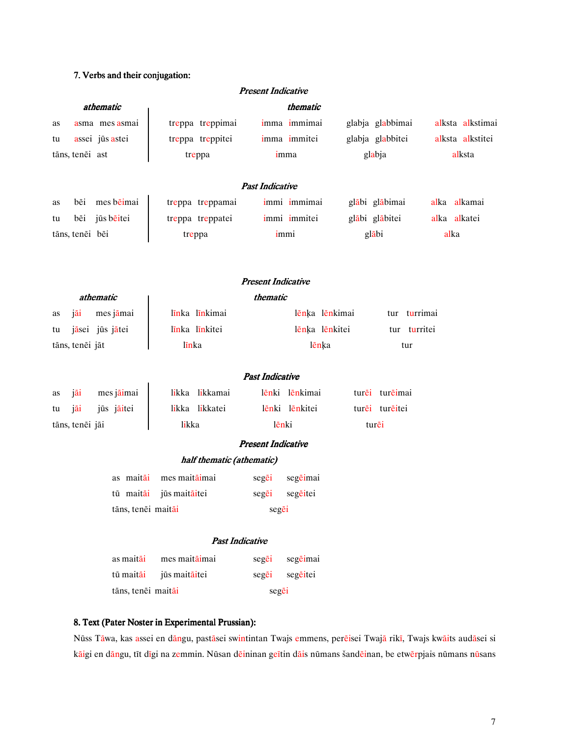### 7. Verbs and their conjugation:

***Present Indicative***

| ***athematic*** | | | ***thematic*** | | | |
|---|---|---|---|---|---|---|
| as | asma | mes asmai | treppa treppimai | imma immimai | glabja glabbimai | alksta alkstimai |
| tu | assei | jūs astei | treppa treppitei | imma immitei | glabja glabbitei | alksta alkstitei |
| tāns, tenēi | ast | | treppa | imma | glabja | alksta |

***Past Indicative***

| | | | | | | |
|---|---|---|---|---|---|---|
| as | bēi | mes bēimai | treppa treppamai | immi immimai | glābi glābimai | alka alkamai |
| tu | bēi | jūs bēitei | treppa treppatei | immi immitei | glābi glābitei | alka alkatei |
| tāns, tenēi | bēi | | treppa | immi | glābi | alka |

***Present Indicative***

| ***athematic*** | | | ***thematic*** | | |
|---|---|---|---|---|---|
| as | jāi | mes jāmai | līnka līnkimai | lēnķa lēnkimai | tur turrimai |
| tu | jāsei | jūs jātei | līnka līnkitei | lēnķa lēnkitei | tur turritei |
| tāns, tenēi | jāt | | līnka | lēnķa | tur |

***Past Indicative***

| | | | | | |
|---|---|---|---|---|---|
| as | jāi | mes jāimai | likka likkamai | lēnki lēnkimai | turēi turēimai |
| tu | jāi | jūs jāitei | likka likkatei | lēnki lēnkitei | turēi turēitei |
| tāns, tenēi | jāi | | likka | lēnki | turēi |

***Present Indicative***

***half thematic (athematic)***

| | | | |
|---|---|---|---|
| as maitāi | mes maitāimai | segēi | segēimai |
| tū maitāi | jūs maitāitei | segēi | segēitei |
| tāns, tenēi maitāi | | segēi | |

***Past Indicative***

| | | | |
|---|---|---|---|
| as maitāi | mes maitāimai | segēi | segēimai |
| tū maitāi | jūs maitāitei | segēi | segēitei |
| tāns, tenēi maitāi | | segēi | |

### 8. Text (Pater Noster in Experimental Prussian):

Nūss Tāwa, kas assei en dāngu, pastāsei swintintan Twajs emmens, perēisei Twajā rikī, Twajs kwāits audāsei si kāigi en dāngu, tīt dīgi na zemmin. Nūsan dēininan geītin dāis nūmans šandēinan, be etwērpjais nūmans nūsans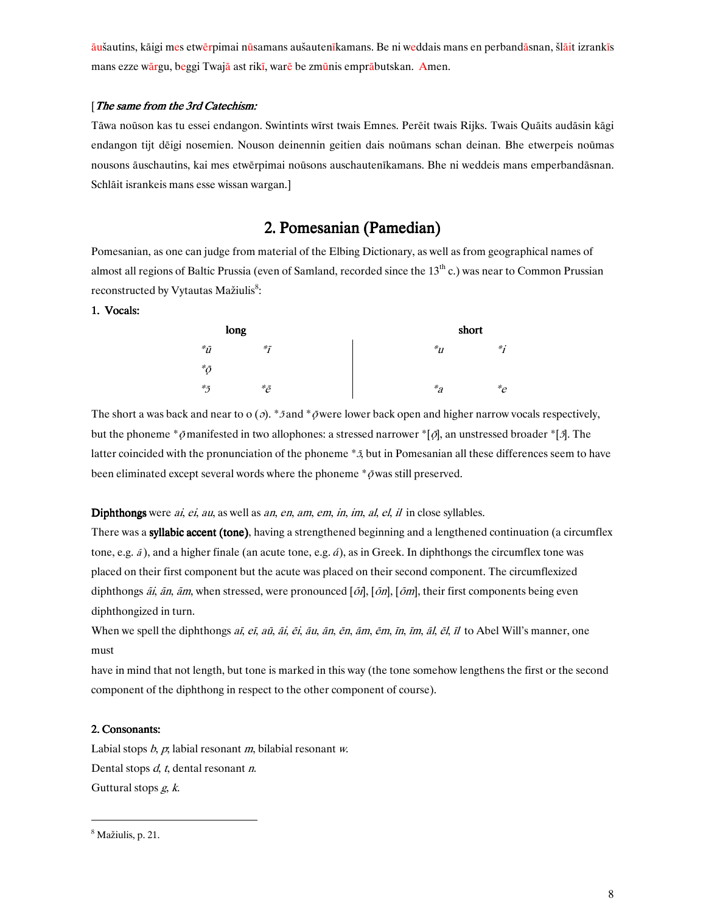āušautins, kāigi mes etwērpimai nūsamans aušautenīkamans. Be ni weddais mans en perbandāsnan, šlāit izrankīs mans ezze wārgu, beggi Twajā ast rikī, warē be zmūnis emprābutskan. Amen.

[*The same from the 3rd Catechism:*

Tāwa noūson kas tu essei endangon. Swintints wīrst twais Emnes. Perēit twais Rijks. Twais Quāits audāsin kāgi endangon tijt dēigi nosemien. Nouson deinennin geitien dais noūmans schan deinan. Bhe etwerpeis noūmas nousons āuschautins, kai mes etwērpimai noūsons auschautenīkamans. Bhe ni weddeis mans emperbandāsnan. Schlāit isrankeis mans esse wissan wargan.]

## 2. Pomesanian (Pamedian)

Pomesanian, as one can judge from material of the Elbing Dictionary, as well as from geographical names of almost all regions of Baltic Prussia (even of Samland, recorded since the 13th c.) was near to Common Prussian reconstructed by Vytautas Mažiulis[8]:

1. **Vocals:**

| long | | short | |
|---|---|---|---|
| \*ū | \*ī | \*u | \*i |
| \*ọ̄ | | | |
| \*ɔ̄ | \*ē | \*a | \*e |

The short a was back and near to o (ɔ). \*ɔ̄ and \*ọ̄ were lower back open and higher narrow vocals respectively, but the phoneme \*ọ̄ manifested in two allophones: a stressed narrower \*[ọ̄], an unstressed broader \*[ɔ̄]. The latter coincided with the pronunciation of the phoneme \*ɔ̄, but in Pomesanian all these differences seem to have been eliminated except several words where the phoneme \*ọ̄ was still preserved.

**Diphthongs** were *ai*, *ei*, *au*, as well as *an*, *en*, *am*, *em*, *in*, *im*, *al*, *el*, *il* in close syllables.

There was a **syllabic accent (tone)**, having a strengthened beginning and a lengthened continuation (a circumflex tone, e.g. *ã*), and a higher finale (an acute tone, e.g. *á*), as in Greek. In diphthongs the circumflex tone was placed on their first component but the acute was placed on their second component. The circumflexized diphthongs *ãi*, *ãn*, *ãm*, when stressed, were pronounced [*ōi*], [*ōn*], [*ōm*], their first components being even diphthongized in turn.

When we spell the diphthongs *aī*, *eī*, *aū*, *āi*, *ēi*, *āu*, *ān*, *ēn*, *ām*, *ēm*, *īn*, *īm*, *āl*, *ēl*, *īl* to Abel Will's manner, one must

have in mind that not length, but tone is marked in this way (the tone somehow lengthens the first or the second component of the diphthong in respect to the other component of course).

**2. Consonants:**

Labial stops *b*, *p*; labial resonant *m*, bilabial resonant *w*.

Dental stops *d*, *t*, dental resonant *n*.

Guttural stops *g*, *k*.

---

[8] Mažiulis, p. 21.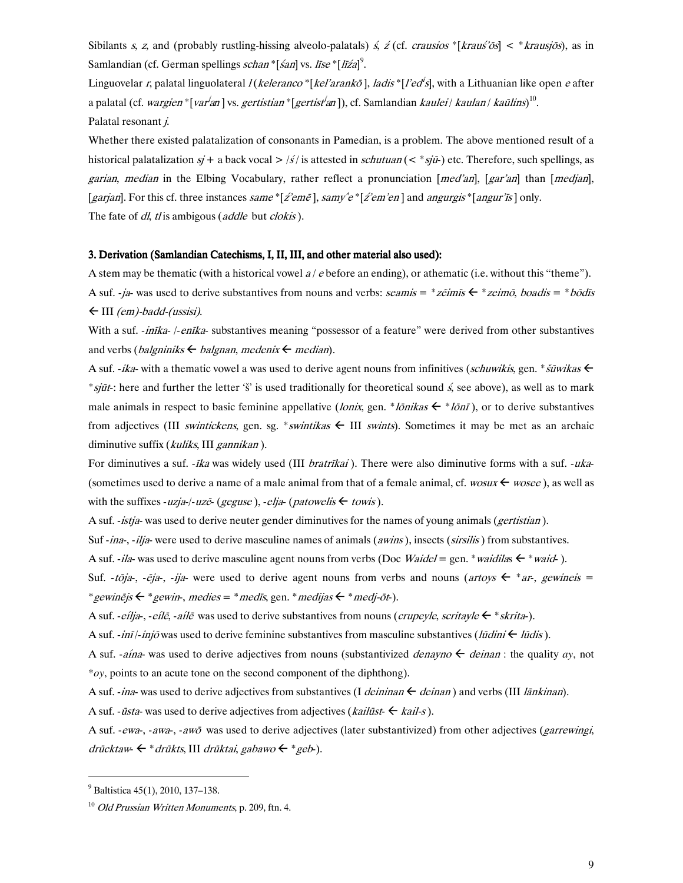Sibilants *s*, *z*, and (probably rustling-hissing alveolo-palatals) *ś*, *ź* (cf. *crausios* *[*krauś'ōs*] < **krausjōs*), as in Samlandian (cf. German spellings *schan* *[*śan*] vs. *līse* *[*līźa*][9].

Linguovelar *r*, palatal linguolateral *l* (*keleranco* *[*kel'arankō* ], *ladis* *[*l'ed'is*], with a Lithuanian like open *e* after a palatal (cf. *wargien* *[*var'an* ] vs. *gertistian* *[*gertist'an* ]), cf. Samlandian *kaulei* / *kaulan* / *kaūlins*)[10].

Palatal resonant *j*.

Whether there existed palatalization of consonants in Pamedian, is a problem. The above mentioned result of a historical palatalization *sj* + a back vocal > /*ś*/ is attested in *schutuan* (< **sjū*-) etc. Therefore, such spellings, as *garian*, *median* in the Elbing Vocabulary, rather reflect a pronunciation [*med'an*], [*gar'an*] than [*medjan*], [*garjan*]. For this cf. three instances *same* *[*ź'emē* ], *samy*ͤ*e* *[*ź'em'en* ] and *angurgis* *[*angur'īs* ] only.

The fate of *dl*, *tl* is ambigous (*addle* but *clokis* ).

### 3. Derivation (Samlandian Catechisms, I, II, III, and other material also used):

A stem may be thematic (with a historical vowel *a* / *e* before an ending), or athematic (i.e. without this "theme").

A suf. -*ja*- was used to derive substantives from nouns and verbs: *seamis* = **zēimīs* ← **zeimō*, *boadis* = **bōdīs* ← III *(em)-badd-(ussisi)*.

With a suf. -*inīka*- /-*enīka*- substantives meaning "possessor of a feature" were derived from other substantives and verbs (*balgniniks* ← *balgnan*, *medenix* ← *median*).

A suf. -*ika*- with a thematic vowel a was used to derive agent nouns from infinitives (*schuwikis*, gen. **šūwikas* ← **sjūt*-: here and further the letter 'š' is used traditionally for theoretical sound *ś*, see above), as well as to mark male animals in respect to basic feminine appellative (*lonix*, gen. **lōnikas* ← **lōnī* ), or to derive substantives from adjectives (III *swintickens*, gen. sg. **swintikas* ← III *swints*). Sometimes it may be met as an archaic diminutive suffix (*kuliks*, III *gannikan* ).

For diminutives a suf. -*īka* was widely used (III *bratrīkai* ). There were also diminutive forms with a suf. -*uka*- (sometimes used to derive a name of a male animal from that of a female animal, cf. *wosux* ← *wosee* ), as well as with the suffixes -*uzja*-/-*uzē*- (*geguse* ), -*elja*- (*patowelis* ← *towis* ).

A suf. -*istja*- was used to derive neuter gender diminutives for the names of young animals (*gertistian* ).

Suf -*ina*-, -*ilja*- were used to derive masculine names of animals (*awins* ), insects (*sirsilis* ) from substantives.

A suf. -*ila*- was used to derive masculine agent nouns from verbs (Doc *Waidel* = gen. **waidilas* ← **waid*- ).

Suf. -*tōja*-, -*ēja*-, -*ija*- were used to derive agent nouns from verbs and nouns (*artoys* ← **ar*-, *gewineis* = **gewinējs* ← **gewin*-, *medies* = **medīs*, gen. **medijas* ← **medj-ōt*-).

A suf. -*eílja*-, -*eílē*, -*aílē* was used to derive substantives from nouns (*crupeyle*, *scritayle* ← **skrita*-).

A suf. -*inī* /-*injō* was used to derive feminine substantives from masculine substantives (*lūdini* ← *lūdis* ).

A suf. -*aína*- was used to derive adjectives from nouns (substantivized *denayno* ← *deinan* : the quality *ay*, not **oy*, points to an acute tone on the second component of the diphthong).

A suf. -*ina*- was used to derive adjectives from substantives (I *deininan* ← *deinan* ) and verbs (III *lānkinan*).

A suf. -*ūsta*- was used to derive adjectives from adjectives (*kailūst*- ← *kail-s* ).

A suf. -*ewa*-, -*awa*-, -*awō* was used to derive adjectives (later substantivized) from other adjectives (*garrewingi*, *drūcktaw*- ← **drūkts*, III *drūktai*, *gabawo* ← **geb*-).

---

[9] Baltistica 45(1), 2010, 137–138.

[10] *Old Prussian Written Monuments*, p. 209, ftn. 4.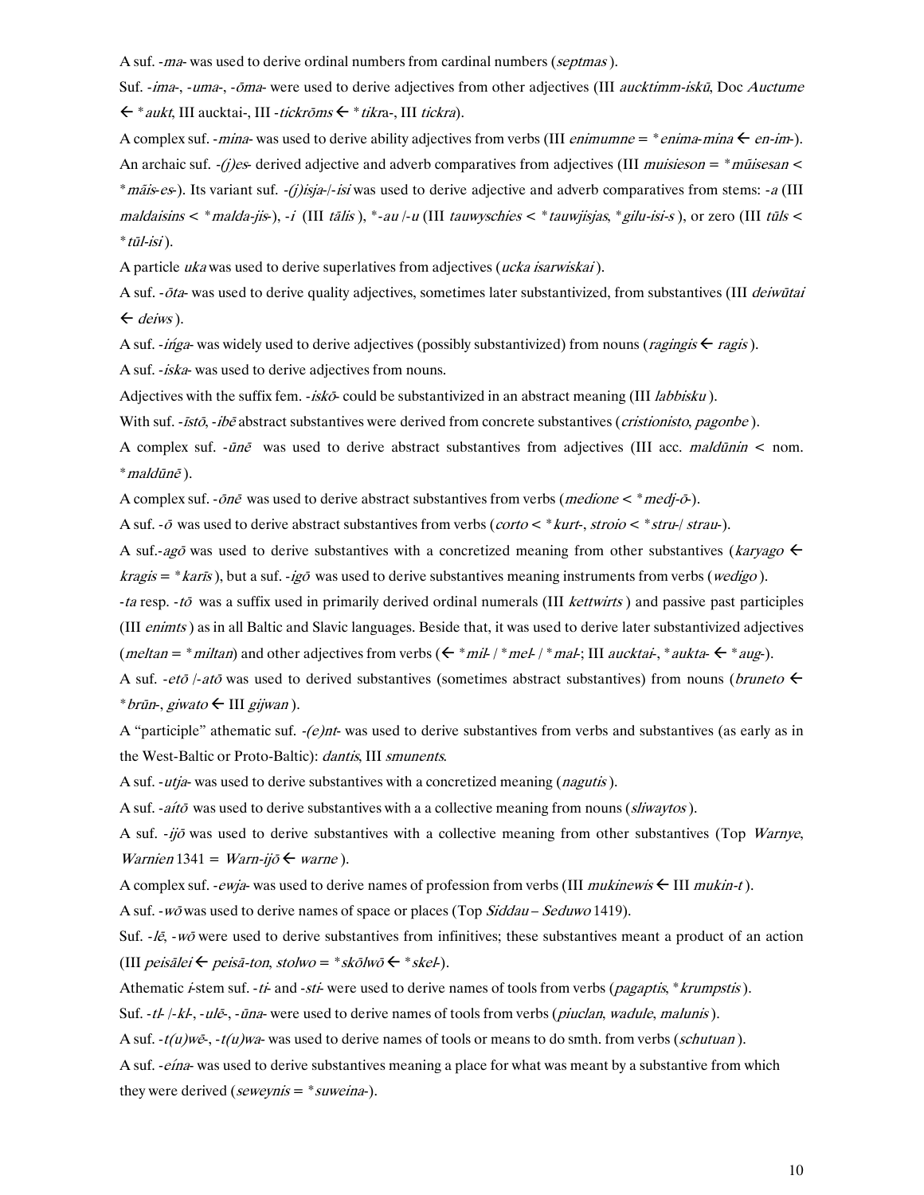A suf. *-ma-* was used to derive ordinal numbers from cardinal numbers (*septmas*).

Suf. *-ima-*, *-uma-*, *-ōma-* were used to derive adjectives from other adjectives (III *aucktimm-iskū*, Doc *Auctume* ← *\*aukt*, III aucktai-, III *-tickrōms* ← *\*tikra-*, III *tickra*).

A complex suf. *-mina-* was used to derive ability adjectives from verbs (III *enimumne* = *\*enima-mina* ← *en-im-*).

An archaic suf. *-(j)es-* derived adjective and adverb comparatives from adjectives (III *muisieson* = *\*mūisesan* < *\*māis-es-*). Its variant suf. *-(j)isja-*/*-isi* was used to derive adjective and adverb comparatives from stems: *-a* (III *maldaisins* < *\*malda-jis-*), *-i* (III *tālis*), *\*-au* /*-u* (III *tauwyschies* < *\*tauwjisjas*, *\*gilu-isi-s*), or zero (III *tūls* < *\*tūl-isi*).

A particle *uka* was used to derive superlatives from adjectives (*ucka isarwiskai*).

A suf. *-ōta-* was used to derive quality adjectives, sometimes later substantivized, from substantives (III *deiwūtai* ← *deiws*).

A suf. *-iń̓ga-* was widely used to derive adjectives (possibly substantivized) from nouns (*ragingis* ← *ragis*).

A suf. *-iska-* was used to derive adjectives from nouns.

Adjectives with the suffix fem. *-iskō-* could be substantivized in an abstract meaning (III *labbisku*).

With suf. *-īstō*, *-ibē* abstract substantives were derived from concrete substantives (*cristionisto*, *pagonbe*).

A complex suf. *-ūnē* was used to derive abstract substantives from adjectives (III acc. *maldūnin* < nom. *\*maldūnē*).

A complex suf. *-ōnē* was used to derive abstract substantives from verbs (*medione* < *\*medj-ō-*).

A suf. *-ō* was used to derive abstract substantives from verbs (*corto* < *\*kurt-*, *stroio* < *\*stru-*/ *strau-*).

A suf.*-agō* was used to derive substantives with a concretized meaning from other substantives (*karyago* ← *kragis* = *\*karīs*), but a suf. *-igō* was used to derive substantives meaning instruments from verbs (*wedigo*).

*-ta* resp. *-tō* was a suffix used in primarily derived ordinal numerals (III *kettwirts*) and passive past participles (III *enimts*) as in all Baltic and Slavic languages. Beside that, it was used to derive later substantivized adjectives (*meltan* = *\*miltan*) and other adjectives from verbs (← *\*mil-* / *\*mel-* / *\*mal-*; III *aucktai-*, *\*aukta-* ← *\*aug-*).

A suf. *-etō* /*-atō* was used to derived substantives (sometimes abstract substantives) from nouns (*bruneto* ← *\*brūn-*, *giwato* ← III *gijwan*).

A "participle" athematic suf. *-(e)nt-* was used to derive substantives from verbs and substantives (as early as in the West-Baltic or Proto-Baltic): *dantis*, III *smunents*.

A suf. *-utja-* was used to derive substantives with a concretized meaning (*nagutis*).

A suf. *-aítō* was used to derive substantives with a a collective meaning from nouns (*sliwaytos*).

A suf. *-ijō* was used to derive substantives with a collective meaning from other substantives (Top *Warnye*, *Warnien* 1341 = *Warn-ijō* ← *warne*).

A complex suf. *-ewja-* was used to derive names of profession from verbs (III *mukinewis* ← III *mukin-t*).

A suf. *-wō* was used to derive names of space or places (Top *Siddau* – *Seduwo* 1419).

Suf. *-lē*, *-wō* were used to derive substantives from infinitives; these substantives meant a product of an action (III *peisālei* ← *peisā-ton*, *stolwo* = *\*skōlwō* ← *\*skel-*).

Athematic *i*-stem suf. *-ti-* and *-sti-* were used to derive names of tools from verbs (*pagaptis*, *\*krumpstis*).

Suf. *-tl-* /*-kl-*, *-ulē-*, *-ūna-* were used to derive names of tools from verbs (*piuclan*, *wadule*, *malunis*).

A suf. *-t(u)wē-*, *-t(u)wa-* was used to derive names of tools or means to do smth. from verbs (*schutuan*).

A suf. *-eína-* was used to derive substantives meaning a place for what was meant by a substantive from which they were derived (*seweynis* = *\*suweina-*).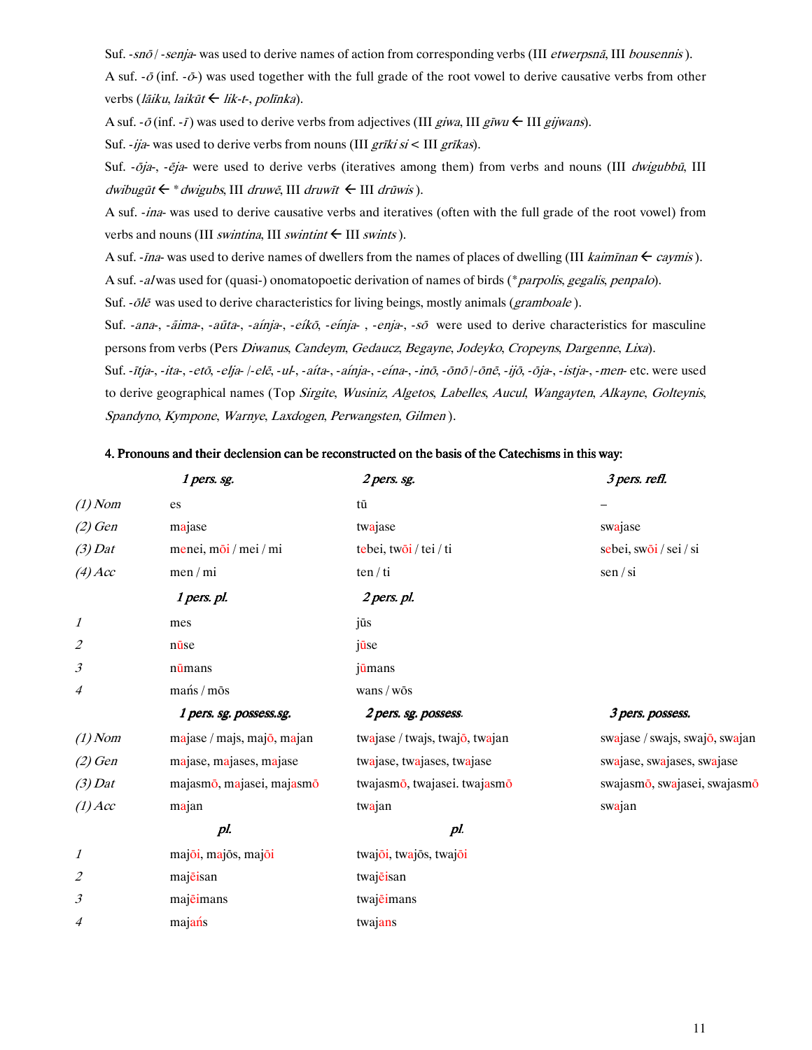Suf. -*snō* / -*senja*- was used to derive names of action from corresponding verbs (III *etwerpsnā*, III *bousennis* ).

A suf. -*ō* (inf. -*ō*-) was used together with the full grade of the root vowel to derive causative verbs from other verbs (*lāiku*, *laikūt* ← *lik-t-*, *polīnka*).

A suf. -*ō* (inf. -*ī* ) was used to derive verbs from adjectives (III *giwa*, III *gīwu* ← III *gijwans*).

Suf. -*ija*- was used to derive verbs from nouns (III *grīki si* < III *grīkas*).

Suf. -*ōja*-, -*ēja*- were used to derive verbs (iteratives among them) from verbs and nouns (III *dwigubbū*, III *dwibugūt* ← \**dwigubs*, III *druwē*, III *druwīt* ← III *drūwis* ).

A suf. -*ina*- was used to derive causative verbs and iteratives (often with the full grade of the root vowel) from verbs and nouns (III *swintina*, III *swintint* ← III *swints* ).

A suf. -*īna*- was used to derive names of dwellers from the names of places of dwelling (III *kaimīnan* ← *caymis* ).

A suf. -*al* was used for (quasi-) onomatopoetic derivation of names of birds (\**parpolis*, *gegalis*, *penpalo*).

Suf. -*ōlē* was used to derive characteristics for living beings, mostly animals (*gramboale* ).

Suf. -*ana*-, -*āima*-, -*aūta*-, -*aínja*-, -*eíkō*, -*eínja*- , -*enja*-, -*sō* were used to derive characteristics for masculine persons from verbs (Pers *Diwanus*, *Candeym*, *Gedaucz*, *Begayne*, *Jodeyko*, *Cropeyns*, *Dargenne*, *Lixa*).

Suf. -*ītja*-, -*ita*-, -*etō*, -*elja*- /-*elē*, -*ul*-, -*aíta*-, -*aínja*-, -*eína*-, -*inō*, -*ōnō* /-*ōnē*, -*ijō*, -*ōja*-, -*istja*-, -*men*- etc. were used to derive geographical names (Top *Sirgite*, *Wusiniz*, *Algetos*, *Labelles*, *Aucul*, *Wangayten*, *Alkayne*, *Golteynis*, *Spandyno*, *Kympone*, *Warnye*, *Laxdogen*, *Perwangsten*, *Gilmen* ).

**4. Pronouns and their declension can be reconstructed on the basis of the Catechisms in this way:**

| | *1 pers. sg.* | *2 pers. sg.* | *3 pers. refl.* |
|---|---|---|---|
| *(1) Nom* | es | tū | – |
| *(2) Gen* | majase | twajase | swajase |
| *(3) Dat* | menei, mōi / mei / mi | tebei, twōi / tei / ti | sebei, swōi / sei / si |
| *(4) Acc* | men / mi | ten / ti | sen / si |
| | *1 pers. pl.* | *2 pers. pl.* | |
| *1* | mes | jūs | |
| *2* | nūse | jūse | |
| *3* | nūmans | jūmans | |
| *4* | mańs / mōs | wans / wōs | |
| | *1 pers. sg. possess.sg.* | *2 pers. sg. possess.* | *3 pers. possess.* |
| *(1) Nom* | majase / majs, majō, majan | twajase / twajs, twajō, twajan | swajase / swajs, swajō, swajan |
| *(2) Gen* | majase, majases, majase | twajase, twajases, twajase | swajase, swajases, swajase |
| *(3) Dat* | majasmō, majasei, majasmō | twajasmō, twajasei. twajasmō | swajasmō, swajasei, swajasmō |
| *(1) Acc* | majan | twajan | swajan |
| | *pl.* | *pl.* | |
| *1* | majōi, majōs, majōi | twajōi, twajōs, twajōi | |
| *2* | majēisan | twajēisan | |
| *3* | majēimans | twajēimans | |
| *4* | majańs | twajans | |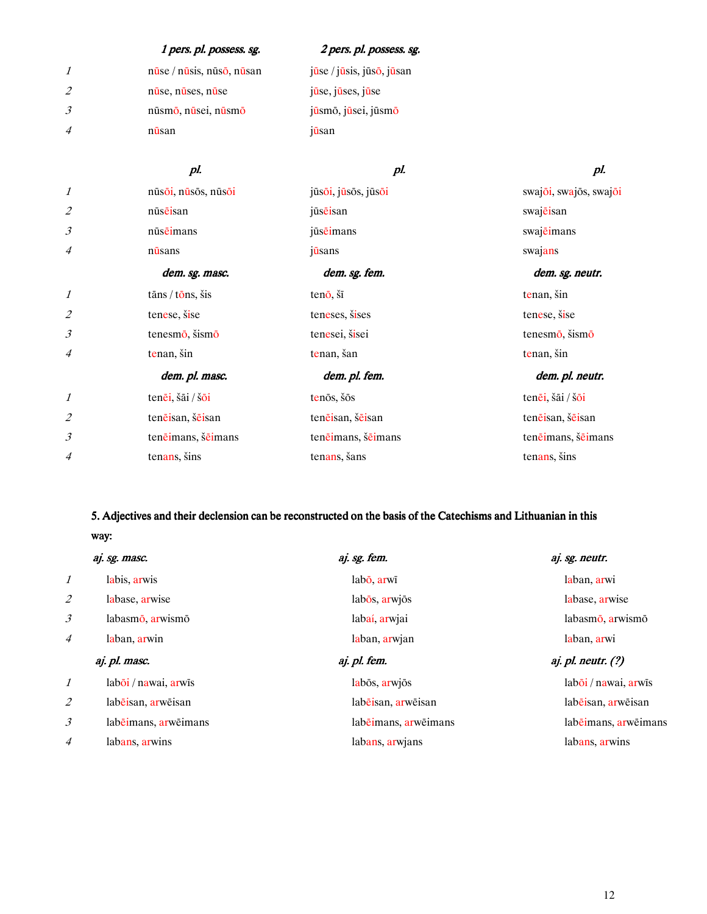| | *1 pers. pl. possess. sg.* | *2 pers. pl. possess. sg.* | |
|---|---|---|---|
| 1 | nūse / nūsis, nūsō, nūsan | jūse / jūsis, jūsō, jūsan | |
| 2 | nūse, nūses, nūse | jūse, jūses, jūse | |
| 3 | nūsmō, nūsei, nūsmō | jūsmō, jūsei, jūsmō | |
| 4 | nūsan | jūsan | |
| | *pl.* | *pl.* | *pl.* |
| 1 | nūsōi, nūsōs, nūsōi | jūsōi, jūsōs, jūsōi | swajōi, swajōs, swajōi |
| 2 | nūsēisan | jūsēisan | swajēisan |
| 3 | nūsēimans | jūsēimans | swajēimans |
| 4 | nūsans | jūsans | swajans |
| | *dem. sg. masc.* | *dem. sg. fem.* | *dem. sg. neutr.* |
| 1 | tāns / tōns, šis | tenō, šī | tenan, šin |
| 2 | tenese, šise | teneses, šises | tenese, šise |
| 3 | tenesmō, šismō | tenesei, šisei | tenesmō, šismō |
| 4 | tenan, šin | tenan, šan | tenan, šin |
| | *dem. pl. masc.* | *dem. pl. fem.* | *dem. pl. neutr.* |
| 1 | tenēi, šāi / šōi | tenōs, šōs | tenēi, šāi / šōi |
| 2 | tenēisan, šēisan | tenēisan, šēisan | tenēisan, šēisan |
| 3 | tenēimans, šēimans | tenēimans, šēimans | tenēimans, šēimans |
| 4 | tenans, šins | tenans, šans | tenans, šins |

**5. Adjectives and their declension can be reconstructed on the basis of the Catechisms and Lithuanian in this way:**

| | *aj. sg. masc.* | *aj. sg. fem.* | *aj. sg. neutr.* |
|---|---|---|---|
| 1 | labis, arwis | labō, arwī | laban, arwi |
| 2 | labase, arwise | labōs, arwjōs | labase, arwise |
| 3 | labasmō, arwismō | labaí, arwjai | labasmō, arwismō |
| 4 | laban, arwin | laban, arwjan | laban, arwi |
| | *aj. pl. masc.* | *aj. pl. fem.* | *aj. pl. neutr. (?)* |
| 1 | labōi / nawai, arwīs | labōs, arwjōs | labōi / nawai, arwīs |
| 2 | labēisan, arwēisan | labēisan, arwēisan | labēisan, arwēisan |
| 3 | labēimans, arwēimans | labēimans, arwēimans | labēimans, arwēimans |
| 4 | labans, arwins | labans, arwjans | labans, arwins |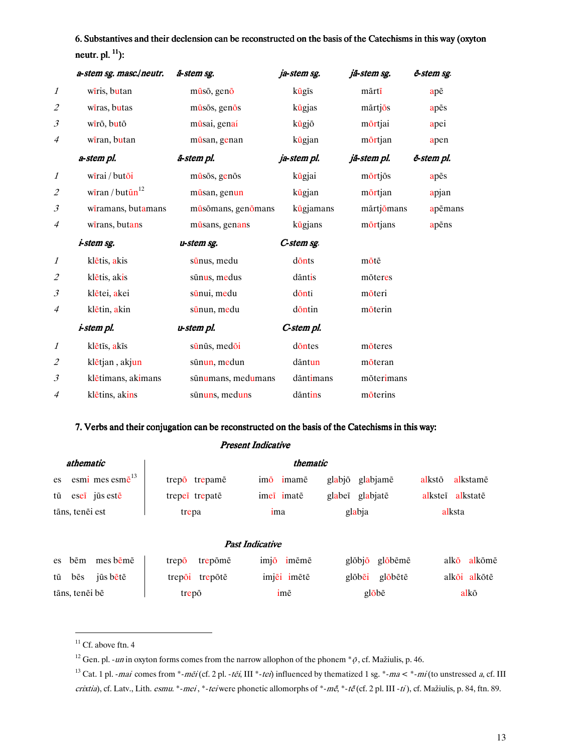**6. Substantives and their declension can be reconstructed on the basis of the Catechisms in this way (oxyton neutr. pl. [11]):**

| | *a-stem sg. masc./neutr.* | *ā-stem sg.* | *ja-stem sg.* | *jā-stem sg.* | *ē-stem sg.* |
|---|---|---|---|---|---|
| *1* | wīris, butan | mūsō, genō | kūgīs | mārtī | apē |
| *2* | wīras, butas | mūsōs, genōs | kūgjas | mārtjōs | apēs |
| *3* | wīrō, butō | mūsai, genaí | kūgjō | mōrtjai | apei |
| *4* | wīran, butan | mūsan, genan | kūgjan | mōrtjan | apen |
| | *a-stem pl.* | *ā-stem pl.* | *ja-stem pl.* | *jā-stem pl.* | *ē-stem pl.* |
| *1* | wīrai / butōi | mūsōs, genōs | kūgjai | mōrtjōs | apēs |
| *2* | wīran / butūn[12] | mūsan, genun | kūgjan | mōrtjan | apjan |
| *3* | wīramans, butamans | mūsōmans, genōmans | kūgjamans | mārtjōmans | apēmans |
| *4* | wīrans, butans | mūsans, genans | kūgjans | mōrtjans | apēns |
| | *i-stem sg.* | *u-stem sg.* | *C-stem sg.* | | |
| *1* | klētis, akis | sūnus, medu | dōnts | mōtē | |
| *2* | klētis, akis | sūnus, medus | dāntis | mōteres | |
| *3* | klētei, akei | sūnui, medu | dōnti | mōteri | |
| *4* | klētin, akin | sūnun, medu | dōntin | mōterin | |
| | *i-stem pl.* | *u-stem pl.* | *C-stem pl.* | | |
| *1* | klētīs, akīs | sūnūs, medōi | dōntes | mōteres | |
| *2* | klētjan , akjun | sūnun, medun | dāntun | mōteran | |
| *3* | klētimans, akimans | sūnumans, medumans | dāntimans | mōterimans | |
| *4* | klētins, akins | sūnuns, meduns | dāntins | mōterins | |

**7. Verbs and their conjugation can be reconstructed on the basis of the Catechisms in this way:**

***Present Indicative***

| *athematic* | | *thematic* | | | | | | | |
|---|---|---|---|---|---|---|---|---|---|
| es esmi | mes esmē[13] | trepō | trepamē | imō | imamē | glabjō | glabjamē | alkstō | alkstamē |
| tū eseī | jūs estē | trepeī | trepatē | imeī | imatē | glabeī | glabjatē | alksteī | alkstatē |
| tāns, tenēi est | | trepa | | ima | | glabja | | alksta | |

***Past Indicative***

| | | | | | | | | | |
|---|---|---|---|---|---|---|---|---|---|
| es bēm | mes bēmē | trepō | trepōmē | imjō | imēmē | glōbjō | glōbēmē | alkō | alkōmē |
| tū bēs | jūs bētē | trepōi | trepōtē | imjēi | imētē | glōbēi | glōbētē | alkōi | alkōtē |
| tāns, tenēi bē | | trepō | | imē | | glōbē | | alkō | |

---

[11] Cf. above ftn. 4

[12] Gen. pl. *-un* in oxyton forms comes from the narrow allophon of the phonem *ǭ, cf. Mažiulis, p. 46.

[13] Cat. 1 pl. *-mai* comes from *-*mēi* (cf. 2 pl. *-tēi*, III *-*tei*) influenced by thematized 1 sg. *-*ma* < *-*mi* (to unstressed *a*, cf. III *crixtia*), cf. Latv., Lith. *esmu.* *-*mei* , *-*tei* were phonetic allomorphs of *-*mē̆*, *-*tē̆* (cf. 2 pl. III *-ti* ), cf. Mažiulis, p. 84, ftn. 89.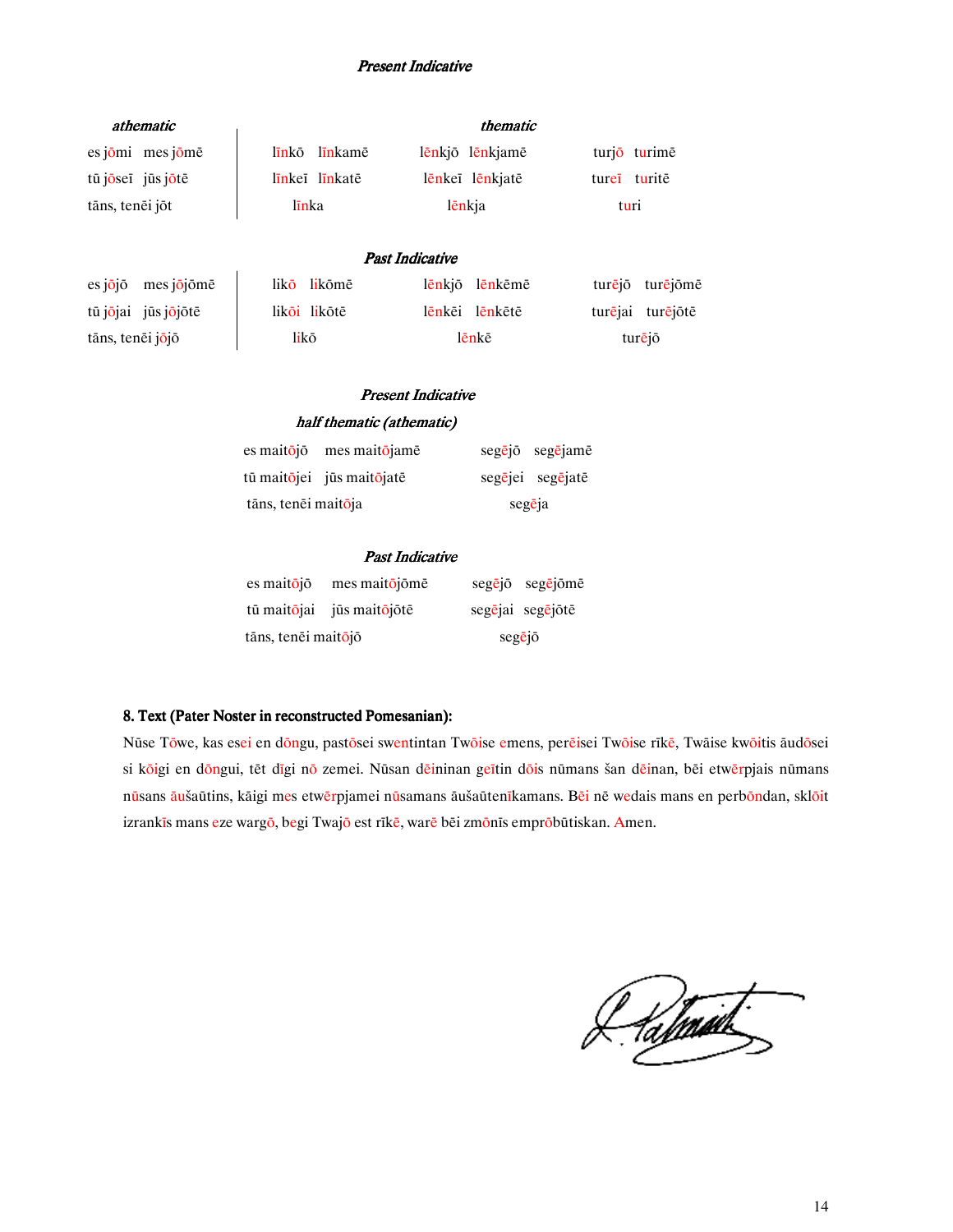***Present Indicative***

| *athematic* | | *thematic* | | | | | |
|---|---|---|---|---|---|---|---|
| es jōmi | mes jōmē | līnkō | līnkamē | lēnkjō | lēnkjamē | turjō | turimē |
| tū jōseī | jūs jōtē | līnkeī | līnkatē | lēnkeī | lēnkjatē | tureī | turitē |
| tāns, tenēi jōt | | līnka | | lēnkja | | turi | |

***Past Indicative***

| | | | | | | | |
|---|---|---|---|---|---|---|---|
| es jōjō | mes jōjōmē | likō | likōmē | lēnkjō | lēnkēmē | turējō | turējōmē |
| tū jōjai | jūs jōjōtē | likōi | likōtē | lēnkēi | lēnkētē | turējai | turējōtē |
| tāns, tenēi jōjō | | likō | | lēnkē | | turējō | |

***Present Indicative***

***half thematic (athematic)***

| | | | |
|---|---|---|---|
| es maitōjō | mes maitōjamē | segējō | segējamē |
| tū maitōjei | jūs maitōjatē | segējei | segējatē |
| tāns, tenēi maitōja | | segēja | |

***Past Indicative***

| | | | |
|---|---|---|---|
| es maitōjō | mes maitōjōmē | segējō | segējōmē |
| tū maitōjai | jūs maitōjōtē | segējai | segējōtē |
| tāns, tenēi maitōjō | | segējō | |

**8. Text (Pater Noster in reconstructed Pomesanian):**

Nūse Tōwe, kas esei en dōngu, pastōsei swentintan Twōise emens, perēisei Twōise rīkē, Twāise kwōitis āudōsei si kōigi en dōngui, tēt dīgi nō zemei. Nūsan dēininan geītin dōis nūmans šan dēinan, bēi etwērpjais nūmans nūsans āušaūtins, kāigi mes etwērpjamei nūsamans āušaūtenīkamans. Bēi nē wedais mans en perbōndan, sklōit izrankīs mans eze wargō, begi Twajō est rīkē, warē bēi zmōnīs emprōbūtiskan. Amen.